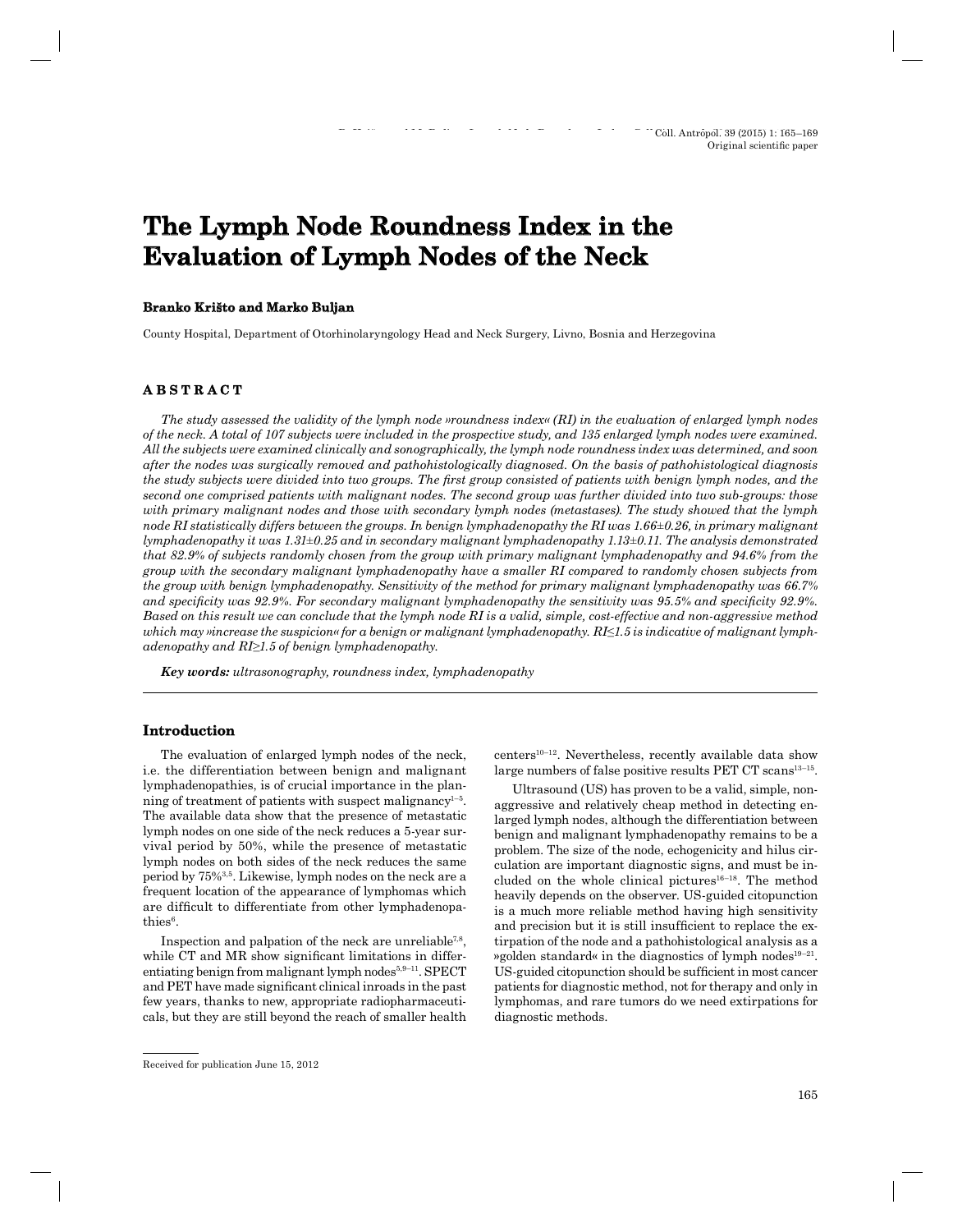# The Lymph Node Roundness Index in the Evaluation of Lymph Nodes of the Neck

**Branko Krišto and Marko Buljan**

County Hospital, Department of Otorhinolaryngology Head and Neck Surgery, Livno, Bosnia and Herzegovina

## ABSTRACT

*The study assessed the validity of the lymph node »roundness index« (RI) in the evaluation of enlarged lymph nodes of the neck. A total of 107 subjects were included in the prospective study, and 135 enlarged lymph nodes were examined. All the subjects were examined clinically and sonographically, the lymph node roundness index was determined, and soon after the nodes was surgically removed and pathohistologically diagnosed. On the basis of pathohistological diagnosis the study subjects were divided into two groups. The first group consisted of patients with benign lymph nodes, and the second one comprised patients with malignant nodes. The second group was further divided into two sub-groups: those with primary malignant nodes and those with secondary lymph nodes (metastases). The study showed that the lymph node RI statistically differs between the groups. In benign lymphadenopathy the RI was 1.66±0.26, in primary malignant lymphadenopathy it was 1.31±0.25 and in secondary malignant lymphadenopathy 1.13±0.11. The analysis demonstrated that 82.9% of subjects randomly chosen from the group with primary malignant lymphadenopathy and 94.6% from the group with the secondary malignant lymphadenopathy have a smaller RI compared to randomly chosen subjects from the group with benign lymphadenopathy. Sensitivity of the method for primary malignant lymphadenopathy was 66.7% and specificity was 92.9%. For secondary malignant lymphadenopathy the sensitivity was 95.5% and specificity 92.9%. Based on this result we can conclude that the lymph node RI is a valid, simple, cost-effective and non-aggressive method which may »increase the suspicion« for a benign or malignant lymphadenopathy. RI≤1.5 is indicative of malignant lymphadenopathy and RI≥1.5 of benign lymphadenopathy.*

***Key words:*** *ultrasonography, roundness index, lymphadenopathy*

## Introduction

The evaluation of enlarged lymph nodes of the neck, i.e. the differentiation between benign and malignant lymphadenopathies, is of crucial importance in the planning of treatment of patients with suspect malignancy[1–5]. The available data show that the presence of metastatic lymph nodes on one side of the neck reduces a 5-year survival period by 50%, while the presence of metastatic lymph nodes on both sides of the neck reduces the same period by 75%[3,5]. Likewise, lymph nodes on the neck are a frequent location of the appearance of lymphomas which are difficult to differentiate from other lymphadenopathies[6].

Inspection and palpation of the neck are unreliable[7,8], while CT and MR show significant limitations in differentiating benign from malignant lymph nodes[5,9–11]. SPECT and PET have made significant clinical inroads in the past few years, thanks to new, appropriate radiopharmaceuticals, but they are still beyond the reach of smaller health centers[10–12]. Nevertheless, recently available data show large numbers of false positive results PET CT scans[13–15].

Ultrasound (US) has proven to be a valid, simple, non-aggressive and relatively cheap method in detecting enlarged lymph nodes, although the differentiation between benign and malignant lymphadenopathy remains to be a problem. The size of the node, echogenicity and hilus circulation are important diagnostic signs, and must be included on the whole clinical pictures[16–18]. The method heavily depends on the observer. US-guided citopunction is a much more reliable method having high sensitivity and precision but it is still insufficient to replace the extirpation of the node and a pathohistological analysis as a »golden standard« in the diagnostics of lymph nodes[19–21]. US-guided citopunction should be sufficient in most cancer patients for diagnostic method, not for therapy and only in lymphomas, and rare tumors do we need extirpations for diagnostic methods.

Received for publication June 15, 2012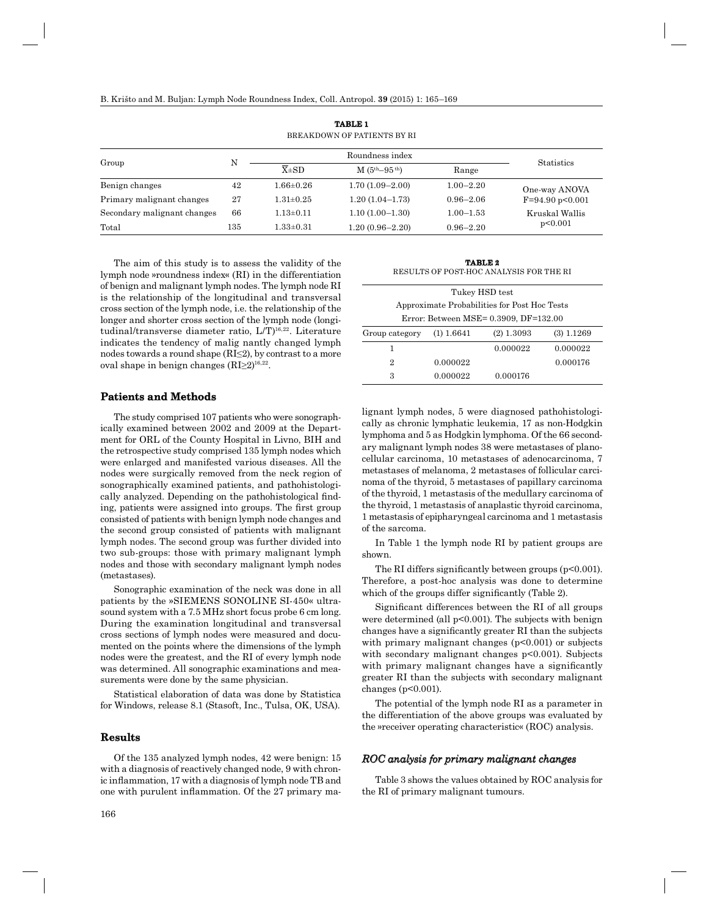**TABLE 1**
BREAKDOWN OF PATIENTS BY RI

| Group | N | Roundness index | | | Statistics |
|---|---|---|---|---|---|
| | | $\bar{X}$±SD | M ($5^{th}$–$95^{th}$) | Range | |
| Benign changes | 42 | 1.66±0.26 | 1.70 (1.09–2.00) | 1.00–2.20 | One-way ANOVA F=94.90 p<0.001 |
| Primary malignant changes | 27 | 1.31±0.25 | 1.20 (1.04–1.73) | 0.96–2.06 | |
| Secondary malignant changes | 66 | 1.13±0.11 | 1.10 (1.00–1.30) | 1.00–1.53 | Kruskal Wallis p<0.001 |
| Total | 135 | 1.33±0.31 | 1.20 (0.96–2.20) | 0.96–2.20 | |

The aim of this study is to assess the validity of the lymph node »roundness index« (RI) in the differentiation of benign and malignant lymph nodes. The lymph node RI is the relationship of the longitudinal and transversal cross section of the lymph node, i.e. the relationship of the longer and shorter cross section of the lymph node (longitudinal/transverse diameter ratio, L/T)[16,22]. Literature indicates the tendency of malig nantly changed lymph nodes towards a round shape (RI≤2), by contrast to a more oval shape in benign changes (RI≥2)[16,22].

## Patients and Methods

The study comprised 107 patients who were sonographically examined between 2002 and 2009 at the Department for ORL of the County Hospital in Livno, BIH and the retrospective study comprised 135 lymph nodes which were enlarged and manifested various diseases. All the nodes were surgically removed from the neck region of sonographically examined patients, and pathohistologically analyzed. Depending on the pathohistological finding, patients were assigned into groups. The first group consisted of patients with benign lymph node changes and the second group consisted of patients with malignant lymph nodes. The second group was further divided into two sub-groups: those with primary malignant lymph nodes and those with secondary malignant lymph nodes (metastases).

Sonographic examination of the neck was done in all patients by the »SIEMENS SONOLINE SI-450« ultrasound system with a 7.5 MHz short focus probe 6 cm long. During the examination longitudinal and transversal cross sections of lymph nodes were measured and documented on the points where the dimensions of the lymph nodes were the greatest, and the RI of every lymph node was determined. All sonographic examinations and measurements were done by the same physician.

Statistical elaboration of data was done by Statistica for Windows, release 8.1 (Stasoft, Inc., Tulsa, OK, USA).

## Results

Of the 135 analyzed lymph nodes, 42 were benign: 15 with a diagnosis of reactively changed node, 9 with chronic inflammation, 17 with a diagnosis of lymph node TB and one with purulent inflammation. Of the 27 primary malignant lymph nodes, 5 were diagnosed pathohistologically as chronic lymphatic leukemia, 17 as non-Hodgkin lymphoma and 5 as Hodgkin lymphoma. Of the 66 secondary malignant lymph nodes 38 were metastases of planocellular carcinoma, 10 metastases of adenocarcinoma, 7 metastases of melanoma, 2 metastases of follicular carcinoma of the thyroid, 5 metastases of papillary carcinoma of the thyroid, 1 metastasis of the medullary carcinoma of the thyroid, 1 metastasis of anaplastic thyroid carcinoma, 1 metastasis of epipharyngeal carcinoma and 1 metastasis of the sarcoma.

**TABLE 2**
RESULTS OF POST-HOC ANALYSIS FOR THE RI

| Tukey HSD test<br>Approximate Probabilities for Post Hoc Tests<br>Error: Between MSE= 0.3909, DF=132.00 | | | |
|---|---|---|---|
| Group category | (1) 1.6641 | (2) 1.3093 | (3) 1.1269 |
| 1 | | 0.000022 | 0.000022 |
| 2 | 0.000022 | | 0.000176 |
| 3 | 0.000022 | 0.000176 | |

In Table 1 the lymph node RI by patient groups are shown.

The RI differs significantly between groups (p<0.001). Therefore, a post-hoc analysis was done to determine which of the groups differ significantly (Table 2).

Significant differences between the RI of all groups were determined (all p<0.001). The subjects with benign changes have a significantly greater RI than the subjects with primary malignant changes (p<0.001) or subjects with secondary malignant changes p<0.001). Subjects with primary malignant changes have a significantly greater RI than the subjects with secondary malignant changes (p<0.001).

The potential of the lymph node RI as a parameter in the differentiation of the above groups was evaluated by the »receiver operating characteristic« (ROC) analysis.

### *ROC analysis for primary malignant changes*

Table 3 shows the values obtained by ROC analysis for the RI of primary malignant tumours.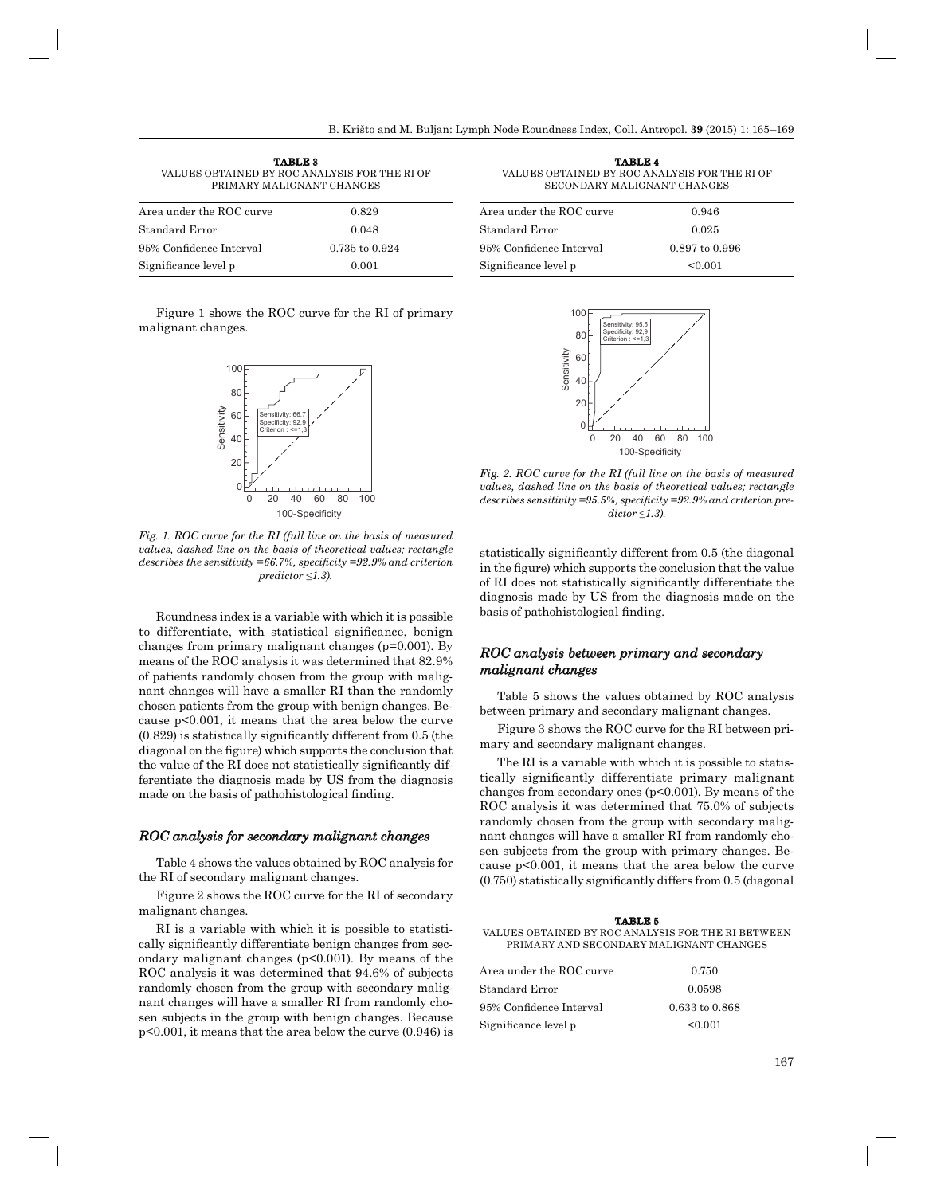**TABLE 3**
VALUES OBTAINED BY ROC ANALYSIS FOR THE RI OF PRIMARY MALIGNANT CHANGES

| Area under the ROC curve | 0.829 |
|---|---|
| Standard Error | 0.048 |
| 95% Confidence Interval | 0.735 to 0.924 |
| Significance level p | 0.001 |

Figure 1 shows the ROC curve for the RI of primary malignant changes.

*Fig. 1. ROC curve for the RI (full line on the basis of measured values, dashed line on the basis of theoretical values; rectangle describes the sensitivity =66.7%, specificity =92.9% and criterion predictor ≤1.3).*

Roundness index is a variable with which it is possible to differentiate, with statistical significance, benign changes from primary malignant changes (p=0.001). By means of the ROC analysis it was determined that 82.9% of patients randomly chosen from the group with malignant changes will have a smaller RI than the randomly chosen patients from the group with benign changes. Because p<0.001, it means that the area below the curve (0.829) is statistically significantly different from 0.5 (the diagonal on the figure) which supports the conclusion that the value of the RI does not statistically significantly differentiate the diagnosis made by US from the diagnosis made on the basis of pathohistological finding.

### *ROC analysis for secondary malignant changes*

Table 4 shows the values obtained by ROC analysis for the RI of secondary malignant changes.

Figure 2 shows the ROC curve for the RI of secondary malignant changes.

RI is a variable with which it is possible to statistically significantly differentiate benign changes from secondary malignant changes (p<0.001). By means of the ROC analysis it was determined that 94.6% of subjects randomly chosen from the group with secondary malignant changes will have a smaller RI from randomly chosen subjects in the group with benign changes. Because p<0.001, it means that the area below the curve (0.946) is statistically significantly different from 0.5 (the diagonal in the figure) which supports the conclusion that the value of RI does not statistically significantly differentiate the diagnosis made by US from the diagnosis made on the basis of pathohistological finding.

**TABLE 4**
VALUES OBTAINED BY ROC ANALYSIS FOR THE RI OF SECONDARY MALIGNANT CHANGES

| Area under the ROC curve | 0.946 |
|---|---|
| Standard Error | 0.025 |
| 95% Confidence Interval | 0.897 to 0.996 |
| Significance level p | <0.001 |

*Fig. 2. ROC curve for the RI (full line on the basis of measured values, dashed line on the basis of theoretical values; rectangle describes sensitivity =95.5%, specificity =92.9% and criterion predictor ≤1.3).*

### *ROC analysis between primary and secondary malignant changes*

Table 5 shows the values obtained by ROC analysis between primary and secondary malignant changes.

Figure 3 shows the ROC curve for the RI between primary and secondary malignant changes.

The RI is a variable with which it is possible to statistically significantly differentiate primary malignant changes from secondary ones (p<0.001). By means of the ROC analysis it was determined that 75.0% of subjects randomly chosen from the group with secondary malignant changes will have a smaller RI from randomly chosen subjects from the group with primary changes. Because p<0.001, it means that the area below the curve (0.750) statistically significantly differs from 0.5 (diagonal

**TABLE 5**
VALUES OBTAINED BY ROC ANALYSIS FOR THE RI BETWEEN PRIMARY AND SECONDARY MALIGNANT CHANGES

| Area under the ROC curve | 0.750 |
|---|---|
| Standard Error | 0.0598 |
| 95% Confidence Interval | 0.633 to 0.868 |
| Significance level p | <0.001 |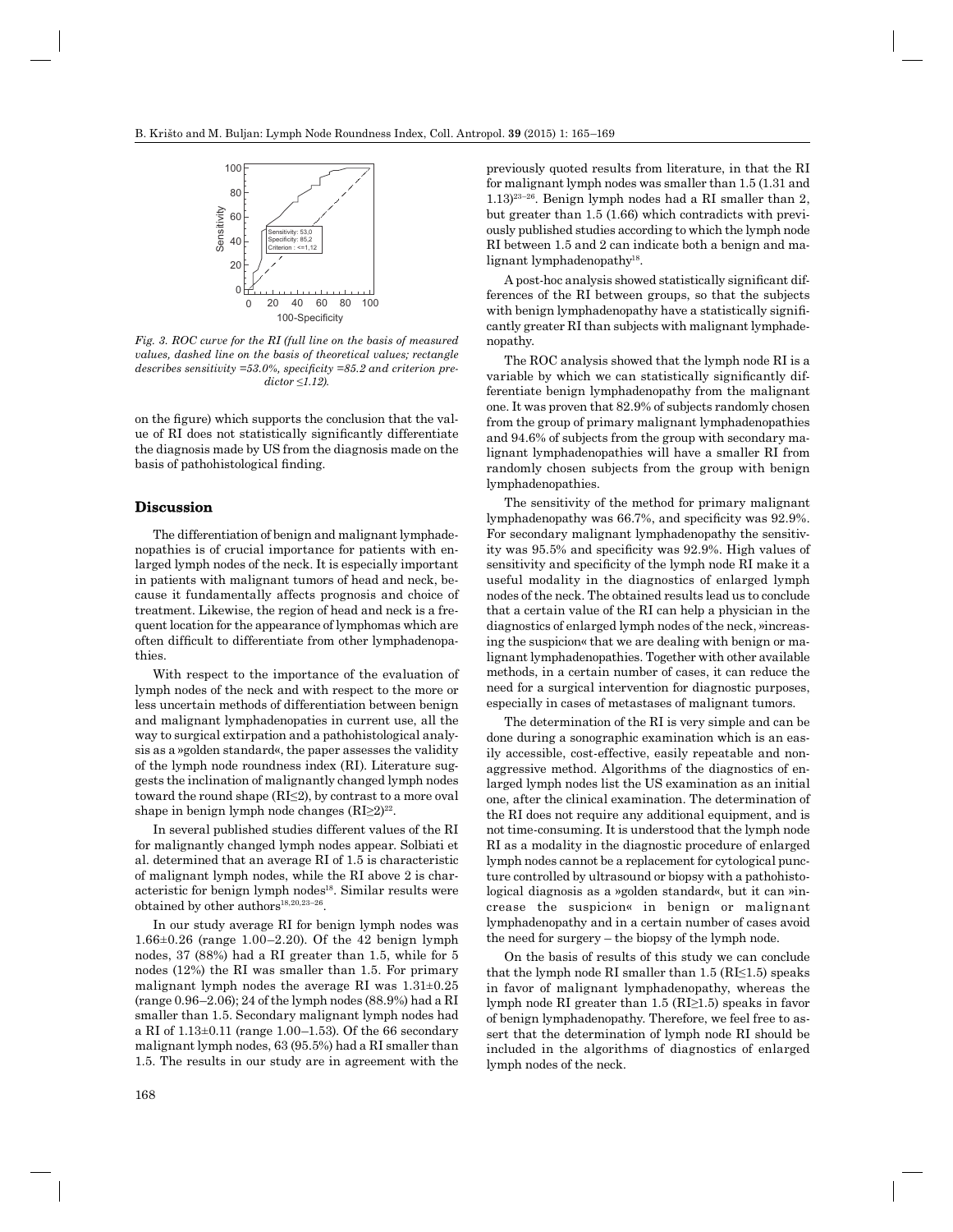*Fig. 3. ROC curve for the RI (full line on the basis of measured values, dashed line on the basis of theoretical values; rectangle describes sensitivity =53.0%, specificity =85.2 and criterion predictor ≤1.12).*

on the figure) which supports the conclusion that the value of RI does not statistically significantly differentiate the diagnosis made by US from the diagnosis made on the basis of pathohistological finding.

## Discussion

The differentiation of benign and malignant lymphadenopathies is of crucial importance for patients with enlarged lymph nodes of the neck. It is especially important in patients with malignant tumors of head and neck, because it fundamentally affects prognosis and choice of treatment. Likewise, the region of head and neck is a frequent location for the appearance of lymphomas which are often difficult to differentiate from other lymphadenopathies.

With respect to the importance of the evaluation of lymph nodes of the neck and with respect to the more or less uncertain methods of differentiation between benign and malignant lymphadenopaties in current use, all the way to surgical extirpation and a pathohistological analysis as a »golden standard«, the paper assesses the validity of the lymph node roundness index (RI). Literature suggests the inclination of malignantly changed lymph nodes toward the round shape (RI≤2), by contrast to a more oval shape in benign lymph node changes (RI≥2)[22].

In several published studies different values of the RI for malignantly changed lymph nodes appear. Solbiati et al. determined that an average RI of 1.5 is characteristic of malignant lymph nodes, while the RI above 2 is characteristic for benign lymph nodes[18]. Similar results were obtained by other authors[18,20,23–26].

In our study average RI for benign lymph nodes was 1.66±0.26 (range 1.00–2.20). Of the 42 benign lymph nodes, 37 (88%) had a RI greater than 1.5, while for 5 nodes (12%) the RI was smaller than 1.5. For primary malignant lymph nodes the average RI was 1.31±0.25 (range 0.96–2.06); 24 of the lymph nodes (88.9%) had a RI smaller than 1.5. Secondary malignant lymph nodes had a RI of 1.13±0.11 (range 1.00–1.53). Of the 66 secondary malignant lymph nodes, 63 (95.5%) had a RI smaller than 1.5. The results in our study are in agreement with the previously quoted results from literature, in that the RI for malignant lymph nodes was smaller than 1.5 (1.31 and 1.13)[23–26]. Benign lymph nodes had a RI smaller than 2, but greater than 1.5 (1.66) which contradicts with previously published studies according to which the lymph node RI between 1.5 and 2 can indicate both a benign and malignant lymphadenopathy[18].

A post-hoc analysis showed statistically significant differences of the RI between groups, so that the subjects with benign lymphadenopathy have a statistically significantly greater RI than subjects with malignant lymphadenopathy.

The ROC analysis showed that the lymph node RI is a variable by which we can statistically significantly differentiate benign lymphadenopathy from the malignant one. It was proven that 82.9% of subjects randomly chosen from the group of primary malignant lymphadenopathies and 94.6% of subjects from the group with secondary malignant lymphadenopathies will have a smaller RI from randomly chosen subjects from the group with benign lymphadenopathies.

The sensitivity of the method for primary malignant lymphadenopathy was 66.7%, and specificity was 92.9%. For secondary malignant lymphadenopathy the sensitivity was 95.5% and specificity was 92.9%. High values of sensitivity and specificity of the lymph node RI make it a useful modality in the diagnostics of enlarged lymph nodes of the neck. The obtained results lead us to conclude that a certain value of the RI can help a physician in the diagnostics of enlarged lymph nodes of the neck, »increasing the suspicion« that we are dealing with benign or malignant lymphadenopathies. Together with other available methods, in a certain number of cases, it can reduce the need for a surgical intervention for diagnostic purposes, especially in cases of metastases of malignant tumors.

The determination of the RI is very simple and can be done during a sonographic examination which is an easily accessible, cost-effective, easily repeatable and nonaggressive method. Algorithms of the diagnostics of enlarged lymph nodes list the US examination as an initial one, after the clinical examination. The determination of the RI does not require any additional equipment, and is not time-consuming. It is understood that the lymph node RI as a modality in the diagnostic procedure of enlarged lymph nodes cannot be a replacement for cytological puncture controlled by ultrasound or biopsy with a pathohistological diagnosis as a »golden standard«, but it can »increase the suspicion« in benign or malignant lymphadenopathy and in a certain number of cases avoid the need for surgery – the biopsy of the lymph node.

On the basis of results of this study we can conclude that the lymph node RI smaller than 1.5 (RI≤1.5) speaks in favor of malignant lymphadenopathy, whereas the lymph node RI greater than 1.5 (RI≥1.5) speaks in favor of benign lymphadenopathy. Therefore, we feel free to assert that the determination of lymph node RI should be included in the algorithms of diagnostics of enlarged lymph nodes of the neck.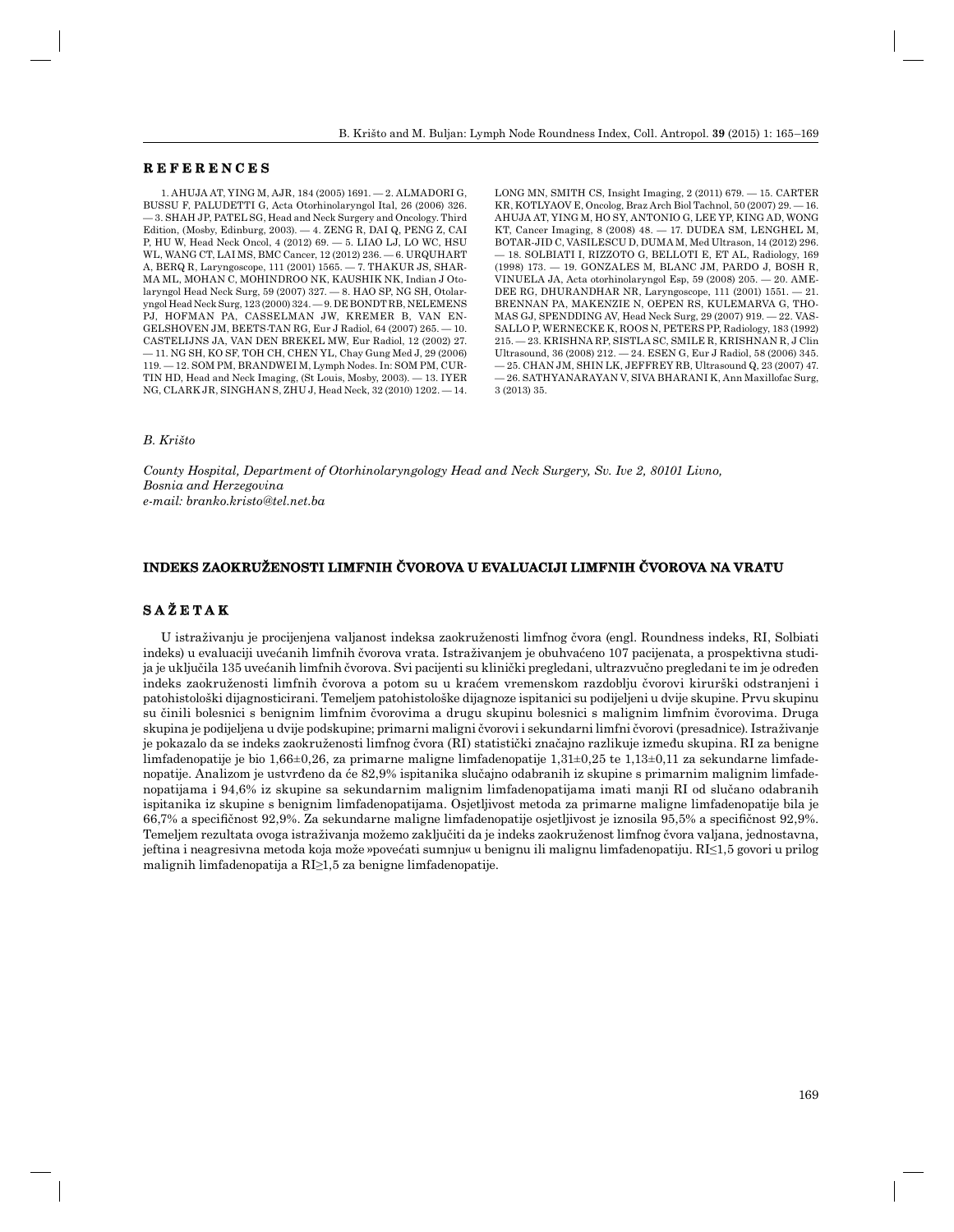## REFERENCES

1. AHUJA AT, YING M, AJR, 184 (2005) 1691. — 2. ALMADORI G, BUSSU F, PALUDETTI G, Acta Otorhinolaryngol Ital, 26 (2006) 326. — 3. SHAH JP, PATEL SG, Head and Neck Surgery and Oncology. Third Edition, (Mosby, Edinburg, 2003). — 4. ZENG R, DAI Q, PENG Z, CAI P, HU W, Head Neck Oncol, 4 (2012) 69. — 5. LIAO LJ, LO WC, HSU WL, WANG CT, LAI MS, BMC Cancer, 12 (2012) 236. — 6. URQUHART A, BERQ R, Laryngoscope, 111 (2001) 1565. — 7. THAKUR JS, SHARMA ML, MOHAN C, MOHINDROO NK, KAUSHIK NK, Indian J Otolaryngol Head Neck Surg, 59 (2007) 327. — 8. HAO SP, NG SH, Otolaryngol Head Neck Surg, 123 (2000) 324. — 9. DE BONDT RB, NELEMENS PJ, HOFMAN PA, CASSELMAN JW, KREMER B, VAN ENGELSHOVEN JM, BEETS-TAN RG, Eur J Radiol, 64 (2007) 265. — 10. CASTELIJNS JA, VAN DEN BREKEL MW, Eur Radiol, 12 (2002) 27. — 11. NG SH, KO SF, TOH CH, CHEN YL, Chay Gung Med J, 29 (2006) 119. — 12. SOM PM, BRANDWEI M, Lymph Nodes. In: SOM PM, CURTIN HD, Head and Neck Imaging, (St Louis, Mosby, 2003). — 13. IYER NG, CLARK JR, SINGHAN S, ZHU J, Head Neck, 32 (2010) 1202. — 14. LONG MN, SMITH CS, Insight Imaging, 2 (2011) 679. — 15. CARTER KR, KOTLYAOV E, Oncolog, Braz Arch Biol Tachnol, 50 (2007) 29. — 16. AHUJA AT, YING M, HO SY, ANTONIO G, LEE YP, KING AD, WONG KT, Cancer Imaging, 8 (2008) 48. — 17. DUDEA SM, LENGHEL M, BOTAR-JID C, VASILESCU D, DUMA M, Med Ultrason, 14 (2012) 296. — 18. SOLBIATI I, RIZZOTO G, BELLOTI E, ET AL, Radiology, 169 (1998) 173. — 19. GONZALES M, BLANC JM, PARDO J, BOSH R, VINUELA JA, Acta otorhinolaryngol Esp, 59 (2008) 205. — 20. AMEDEE RG, DHURANDHAR NR, Laryngoscope, 111 (2001) 1551. — 21. BRENNAN PA, MAKENZIE N, OEPEN RS, KULEMARVA G, THOMAS GJ, SPENDDING AV, Head Neck Surg, 29 (2007) 919. — 22. VASSALLO P, WERNECKE K, ROOS N, PETERS PP, Radiology, 183 (1992) 215. — 23. KRISHNA RP, SISTLA SC, SMILE R, KRISHNAN R, J Clin Ultrasound, 36 (2008) 212. — 24. ESEN G, Eur J Radiol, 58 (2006) 345. — 25. CHAN JM, SHIN LK, JEFFREY RB, Ultrasound Q, 23 (2007) 47. — 26. SATHYANARAYAN V, SIVA BHARANI K, Ann Maxillofac Surg, 3 (2013) 35.

*B. Krišto*

*County Hospital, Department of Otorhinolaryngology Head and Neck Surgery, Sv. Ive 2, 80101 Livno, Bosnia and Herzegovina*
*e-mail: branko.kristo@tel.net.ba*

## INDEKS ZAOKRUŽENOSTI LIMFNIH ČVOROVA U EVALUACIJI LIMFNIH ČVOROVA NA VRATU

## SAŽETAK

U istraživanju je procijenjena valjanost indeksa zaokruženosti limfnog čvora (engl. Roundness indeks, RI, Solbiati indeks) u evaluaciji uvećanih limfnih čvorova vrata. Istraživanjem je obuhvaćeno 107 pacijenata, a prospektivna studija je uključila 135 uvećanih limfnih čvorova. Svi pacijenti su klinički pregledani, ultrazvučno pregledani te im je određen indeks zaokruženosti limfnih čvorova a potom su u kraćem vremenskom razdoblju čvorovi kirurški odstranjeni i patohistološki dijagnosticirani. Temeljem patohistološke dijagnoze ispitanici su podijeljeni u dvije skupine. Prvu skupinu su činili bolesnici s benignim limfnim čvorovima a drugu skupinu bolesnici s malignim limfnim čvorovima. Druga skupina je podijeljena u dvije podskupine; primarni maligni čvorovi i sekundarni limfni čvorovi (presadnice). Istraživanje je pokazalo da se indeks zaokruženosti limfnog čvora (RI) statistički značajno razlikuje između skupina. RI za benigne limfadenopatije je bio 1,66±0,26, za primarne maligne limfadenopatije 1,31±0,25 te 1,13±0,11 za sekundarne limfadenopatije. Analizom je ustvrđeno da će 82,9% ispitanika slučajno odabranih iz skupine s primarnim malignim limfadenopatijama i 94,6% iz skupine sa sekundarnim malignim limfadenopatijama imati manji RI od slučano odabranih ispitanika iz skupine s benignim limfadenopatijama. Osjetljivost metoda za primarne maligne limfadenopatije bila je 66,7% a specifičnost 92,9%. Za sekundarne maligne limfadenopatije osjetljivost je iznosila 95,5% a specifičnost 92,9%. Temeljem rezultata ovoga istraživanja možemo zaključiti da je indeks zaokruženost limfnog čvora valjana, jednostavna, jeftina i neagresivna metoda koja može »povećati sumnju« u benignu ili malignu limfadenopatiju. RI≤1,5 govori u prilog malignih limfadenopatija a RI≥1,5 za benigne limfadenopatije.